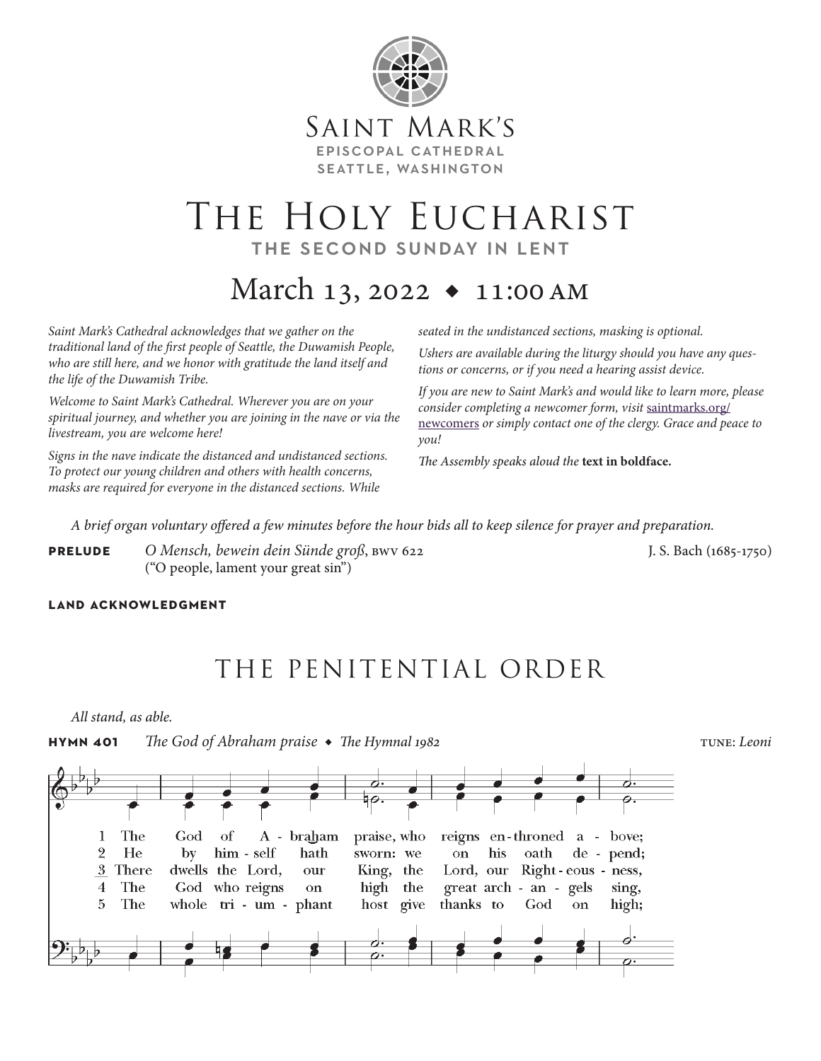SAINT MARK'S
EPISCOPAL CATHEDRAL
SEATTLE, WASHINGTON

# THE HOLY EUCHARIST

**THE SECOND SUNDAY IN LENT**

## March 13, 2022 ◆ 11:00 AM

*Saint Mark's Cathedral acknowledges that we gather on the traditional land of the first people of Seattle, the Duwamish People, who are still here, and we honor with gratitude the land itself and the life of the Duwamish Tribe.*

*Welcome to Saint Mark's Cathedral. Wherever you are on your spiritual journey, and whether you are joining in the nave or via the livestream, you are welcome here!*

*Signs in the nave indicate the distanced and undistanced sections. To protect our young children and others with health concerns, masks are required for everyone in the distanced sections. While seated in the undistanced sections, masking is optional.*

*Ushers are available during the liturgy should you have any questions or concerns, or if you need a hearing assist device.*

*If you are new to Saint Mark's and would like to learn more, please consider completing a newcomer form, visit* saintmarks.org/newcomers *or simply contact one of the clergy. Grace and peace to you!*

*The Assembly speaks aloud the* **text in boldface.**

*A brief organ voluntary offered a few minutes before the hour bids all to keep silence for prayer and preparation.*

**PRELUDE** *O Mensch, bewein dein Sünde groß*, BWV 622 (“O people, lament your great sin”) — J. S. Bach (1685-1750)

**LAND ACKNOWLEDGMENT**

## THE PENITENTIAL ORDER

*All stand, as able.*

**HYMN 401** *The God of Abraham praise* ◆ *The Hymnal 1982* — TUNE: *Leoni*

1 The God of A - braham praise, who reigns en-throned a - bove;
2 He by him - self hath sworn: we on his oath de - pend;
3 There dwells the Lord, our King, the Lord, our Right - eous - ness,
4 The God who reigns on high the great arch - an - gels sing,
5 The whole tri - um - phant host give thanks to God on high;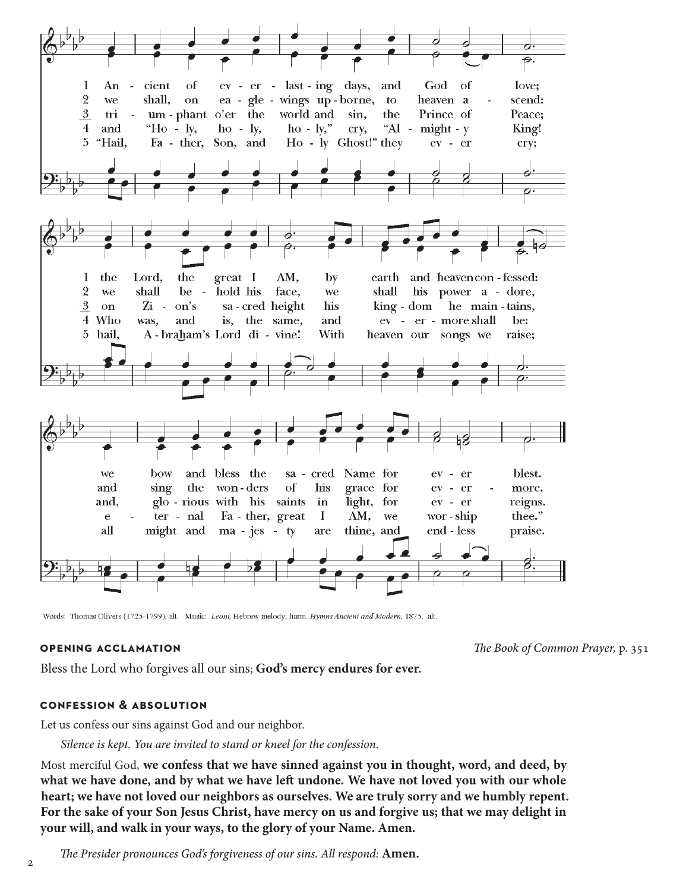1 Ancient of everlasting days, and God of love; the Lord, the great I AM, by earth and heaven confessed: we bow and bless the sacred Name for ever blest.

2 we shall, on eagle-wings upborne, to heaven ascend: we shall behold his face, we shall his power adore, and sing the wonders of his grace for evermore.

3 triumphant o'er the world and sin, the Prince of Peace; on Zion's sacred height his kingdom he maintains, and, glorious with his saints in light, for ever reigns.

4 and "Holy, holy, holy," cry, "Almighty King! Who was, and is, the same, and evermore shall be: eternal Father, great I AM, we worship thee."

5 "Hail, Father, Son, and Holy Ghost!" they ever cry; hail, Abraham's Lord divine! With heaven our songs we raise; all might and majesty are thine, and endless praise.

Words: Thomas Olivers (1725-1799), alt. Music: *Leoni*, Hebrew melody; harm. *Hymns Ancient and Modern*, 1875, alt.

#### OPENING ACCLAMATION

*The Book of Common Prayer,* p. 351

Bless the Lord who forgives all our sins; **God's mercy endures for ever.**

#### CONFESSION & ABSOLUTION

Let us confess our sins against God and our neighbor.

*Silence is kept. You are invited to stand or kneel for the confession.*

Most merciful God, **we confess that we have sinned against you in thought, word, and deed, by what we have done, and by what we have left undone. We have not loved you with our whole heart; we have not loved our neighbors as ourselves. We are truly sorry and we humbly repent. For the sake of your Son Jesus Christ, have mercy on us and forgive us; that we may delight in your will, and walk in your ways, to the glory of your Name. Amen.**

*The Presider pronounces God's forgiveness of our sins. All respond:* **Amen.**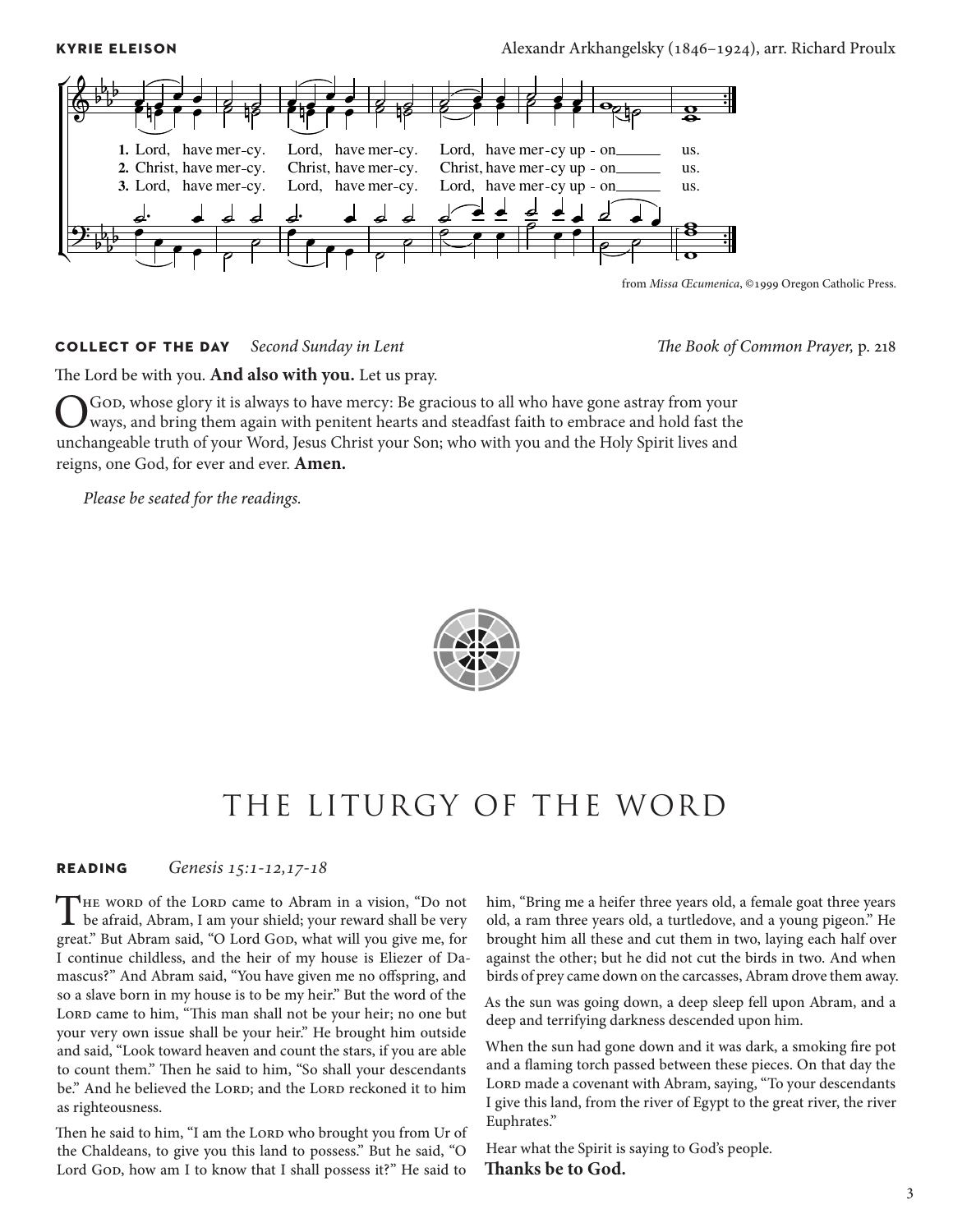**KYRIE ELEISON** Alexandr Arkhangelsky (1846–1924), arr. Richard Proulx

1. Lord, have mer-cy. Lord, have mer-cy. Lord, have mer-cy up - on us.
2. Christ, have mer-cy. Christ, have mer-cy. Christ, have mer-cy up - on us.
3. Lord, have mer-cy. Lord, have mer-cy. Lord, have mer-cy up - on us.

from *Missa Œcumenica*, ©1999 Oregon Catholic Press.

**COLLECT OF THE DAY** *Second Sunday in Lent* *The Book of Common Prayer,* p. 218

The Lord be with you. **And also with you.** Let us pray.

O God, whose glory it is always to have mercy: Be gracious to all who have gone astray from your ways, and bring them again with penitent hearts and steadfast faith to embrace and hold fast the unchangeable truth of your Word, Jesus Christ your Son; who with you and the Holy Spirit lives and reigns, one God, for ever and ever. **Amen.**

*Please be seated for the readings.*

# THE LITURGY OF THE WORD

**READING** *Genesis 15:1-12,17-18*

The word of the Lord came to Abram in a vision, "Do not be afraid, Abram, I am your shield; your reward shall be very great." But Abram said, "O Lord God, what will you give me, for I continue childless, and the heir of my house is Eliezer of Damascus?" And Abram said, "You have given me no offspring, and so a slave born in my house is to be my heir." But the word of the Lord came to him, "This man shall not be your heir; no one but your very own issue shall be your heir." He brought him outside and said, "Look toward heaven and count the stars, if you are able to count them." Then he said to him, "So shall your descendants be." And he believed the Lord; and the Lord reckoned it to him as righteousness.

Then he said to him, "I am the Lord who brought you from Ur of the Chaldeans, to give you this land to possess." But he said, "O Lord God, how am I to know that I shall possess it?" He said to him, "Bring me a heifer three years old, a female goat three years old, a ram three years old, a turtledove, and a young pigeon." He brought him all these and cut them in two, laying each half over against the other; but he did not cut the birds in two. And when birds of prey came down on the carcasses, Abram drove them away.

As the sun was going down, a deep sleep fell upon Abram, and a deep and terrifying darkness descended upon him.

When the sun had gone down and it was dark, a smoking fire pot and a flaming torch passed between these pieces. On that day the Lord made a covenant with Abram, saying, "To your descendants I give this land, from the river of Egypt to the great river, the river Euphrates."

Hear what the Spirit is saying to God's people.
**Thanks be to God.**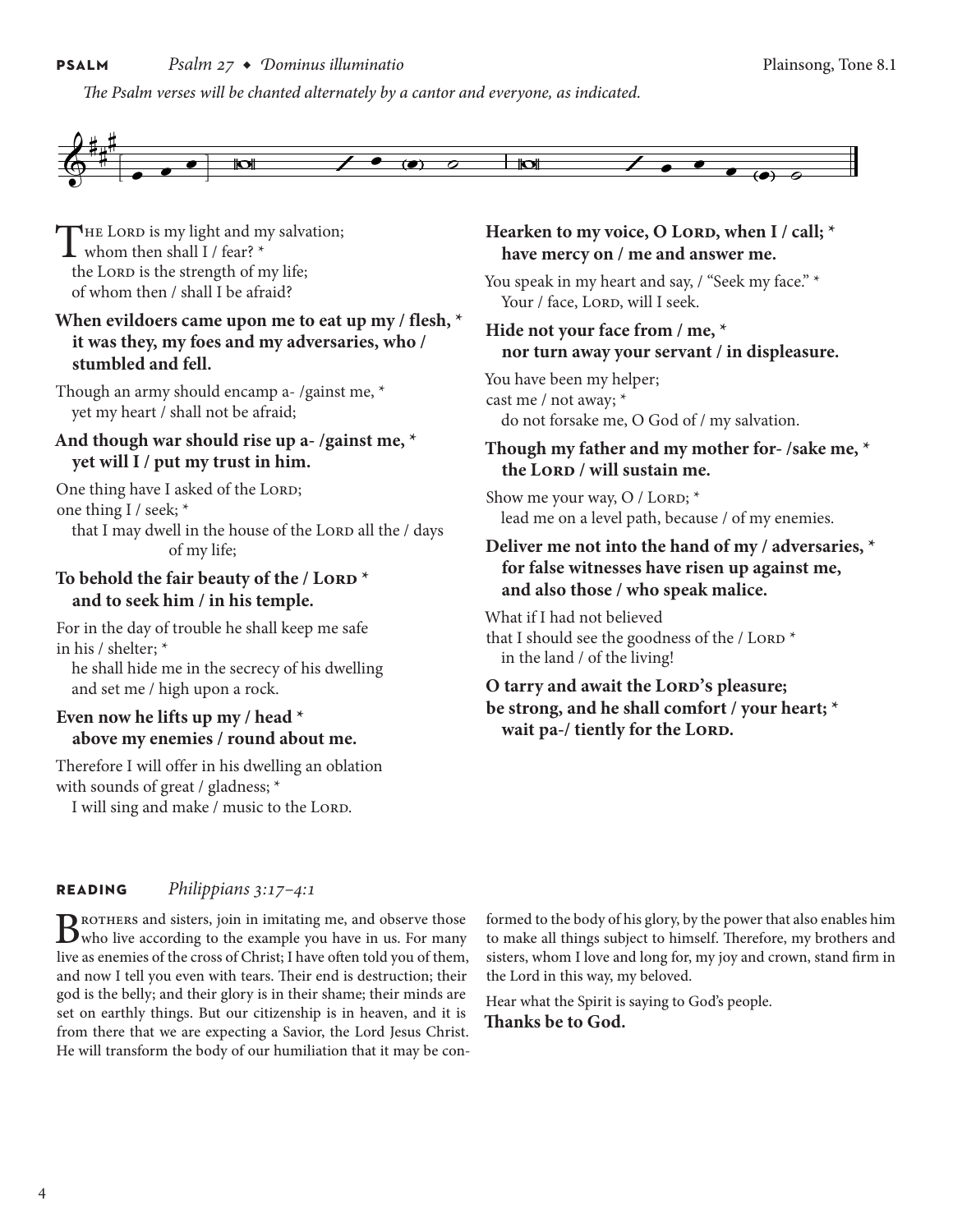**PSALM** *Psalm 27 ◆ Dominus illuminatio* Plainsong, Tone 8.1

*The Psalm verses will be chanted alternately by a cantor and everyone, as indicated.*

The Lord is my light and my salvation;
whom then shall I / fear? *
the Lord is the strength of my life;
of whom then / shall I be afraid?

**When evildoers came upon me to eat up my / flesh, *
it was they, my foes and my adversaries, who / stumbled and fell.**

Though an army should encamp a- /gainst me, *
yet my heart / shall not be afraid;

**And though war should rise up a- /gainst me, *
yet will I / put my trust in him.**

One thing have I asked of the Lord;
one thing I / seek; *
that I may dwell in the house of the Lord all the / days of my life;

**To behold the fair beauty of the / Lord *
and to seek him / in his temple.**

For in the day of trouble he shall keep me safe
in his / shelter; *
he shall hide me in the secrecy of his dwelling
and set me / high upon a rock.

**Even now he lifts up my / head *
above my enemies / round about me.**

Therefore I will offer in his dwelling an oblation
with sounds of great / gladness; *
I will sing and make / music to the Lord.

**Hearken to my voice, O Lord, when I / call; *
have mercy on / me and answer me.**

You speak in my heart and say, / "Seek my face." *
Your / face, Lord, will I seek.

**Hide not your face from / me, *
nor turn away your servant / in displeasure.**

You have been my helper;
cast me / not away; *
do not forsake me, O God of / my salvation.

**Though my father and my mother for- /sake me, *
the Lord / will sustain me.**

Show me your way, O / Lord; *
lead me on a level path, because / of my enemies.

**Deliver me not into the hand of my / adversaries, *
for false witnesses have risen up against me,
and also those / who speak malice.**

What if I had not believed
that I should see the goodness of the / Lord *
in the land / of the living!

**O tarry and await the Lord's pleasure;
be strong, and he shall comfort / your heart; *
wait pa-/ tiently for the Lord.**

**READING** *Philippians 3:17–4:1*

Brothers and sisters, join in imitating me, and observe those who live according to the example you have in us. For many live as enemies of the cross of Christ; I have often told you of them, and now I tell you even with tears. Their end is destruction; their god is the belly; and their glory is in their shame; their minds are set on earthly things. But our citizenship is in heaven, and it is from there that we are expecting a Savior, the Lord Jesus Christ. He will transform the body of our humiliation that it may be conformed to the body of his glory, by the power that also enables him to make all things subject to himself. Therefore, my brothers and sisters, whom I love and long for, my joy and crown, stand firm in the Lord in this way, my beloved.

Hear what the Spirit is saying to God's people.
**Thanks be to God.**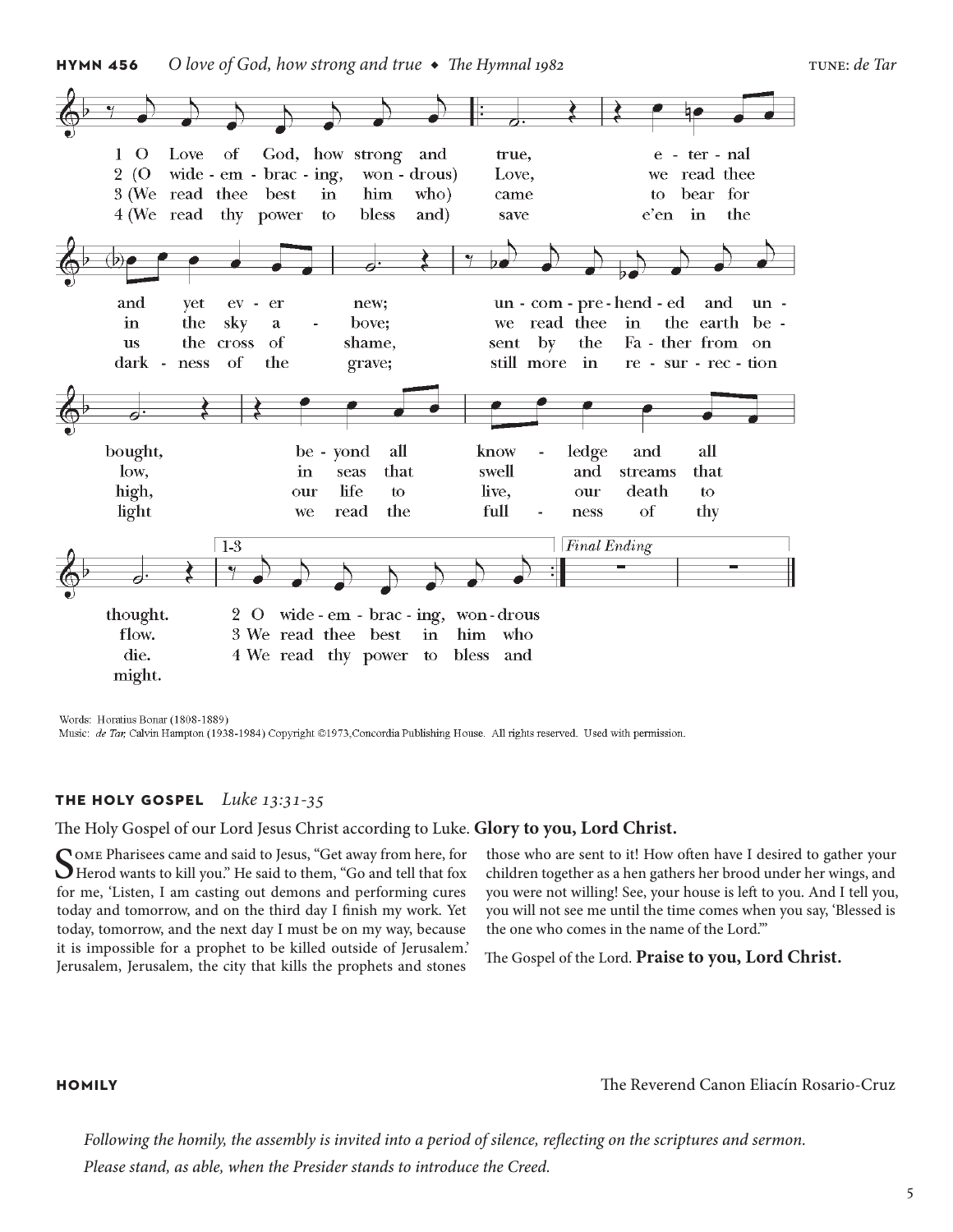**HYMN 456** *O love of God, how strong and true* ◆ *The Hymnal 1982* TUNE: *de Tar*

1 O Love of God, how strong and true, eternal and yet ever new; uncomprehended and unbought, beyond all knowledge and all thought.

2 (O wide-embracing, wondrous) Love, we read thee in the sky above; we read thee in the earth below, in seas that swell and streams that flow.

3 (We read thee best in him who) came to bear for us the cross of shame, sent by the Father from on high, our life to live, our death to die.

4 (We read thy power to bless and) save e'en in the darkness of the grave; still more in resurrection light we read the fullness of thy might.

Words: Horatius Bonar (1808-1889)
Music: *de Tar,* Calvin Hampton (1938-1984) Copyright ©1973,Concordia Publishing House. All rights reserved. Used with permission.

## THE HOLY GOSPEL *Luke 13:31-35*

The Holy Gospel of our Lord Jesus Christ according to Luke. **Glory to you, Lord Christ.**

Some Pharisees came and said to Jesus, "Get away from here, for Herod wants to kill you." He said to them, "Go and tell that fox for me, 'Listen, I am casting out demons and performing cures today and tomorrow, and on the third day I finish my work. Yet today, tomorrow, and the next day I must be on my way, because it is impossible for a prophet to be killed outside of Jerusalem.' Jerusalem, Jerusalem, the city that kills the prophets and stones those who are sent to it! How often have I desired to gather your children together as a hen gathers her brood under her wings, and you were not willing! See, your house is left to you. And I tell you, you will not see me until the time comes when you say, 'Blessed is the one who comes in the name of the Lord.'"

The Gospel of the Lord. **Praise to you, Lord Christ.**

## HOMILY

The Reverend Canon Eliacín Rosario-Cruz

*Following the homily, the assembly is invited into a period of silence, reflecting on the scriptures and sermon. Please stand, as able, when the Presider stands to introduce the Creed.*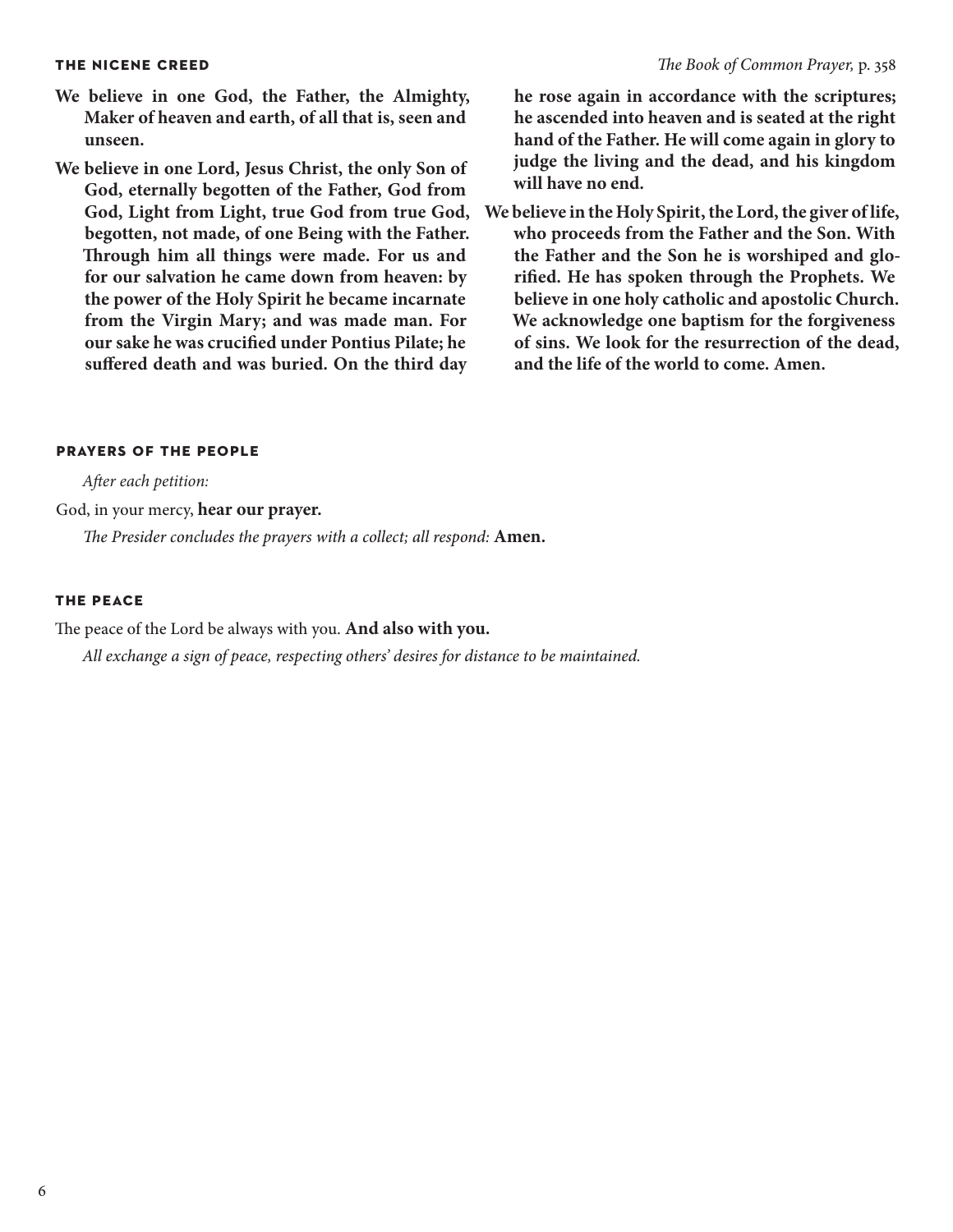## THE NICENE CREED

*The Book of Common Prayer,* p. 358

**We believe in one God, the Father, the Almighty, Maker of heaven and earth, of all that is, seen and unseen.**

**We believe in one Lord, Jesus Christ, the only Son of God, eternally begotten of the Father, God from God, Light from Light, true God from true God, begotten, not made, of one Being with the Father. Through him all things were made. For us and for our salvation he came down from heaven: by the power of the Holy Spirit he became incarnate from the Virgin Mary; and was made man. For our sake he was crucified under Pontius Pilate; he suffered death and was buried. On the third day he rose again in accordance with the scriptures; he ascended into heaven and is seated at the right hand of the Father. He will come again in glory to judge the living and the dead, and his kingdom will have no end.**

**We believe in the Holy Spirit, the Lord, the giver of life, who proceeds from the Father and the Son. With the Father and the Son he is worshiped and glorified. He has spoken through the Prophets. We believe in one holy catholic and apostolic Church. We acknowledge one baptism for the forgiveness of sins. We look for the resurrection of the dead, and the life of the world to come. Amen.**

## PRAYERS OF THE PEOPLE

*After each petition:*

God, in your mercy, **hear our prayer.**

*The Presider concludes the prayers with a collect; all respond:* **Amen.**

## THE PEACE

The peace of the Lord be always with you. **And also with you.**

*All exchange a sign of peace, respecting others' desires for distance to be maintained.*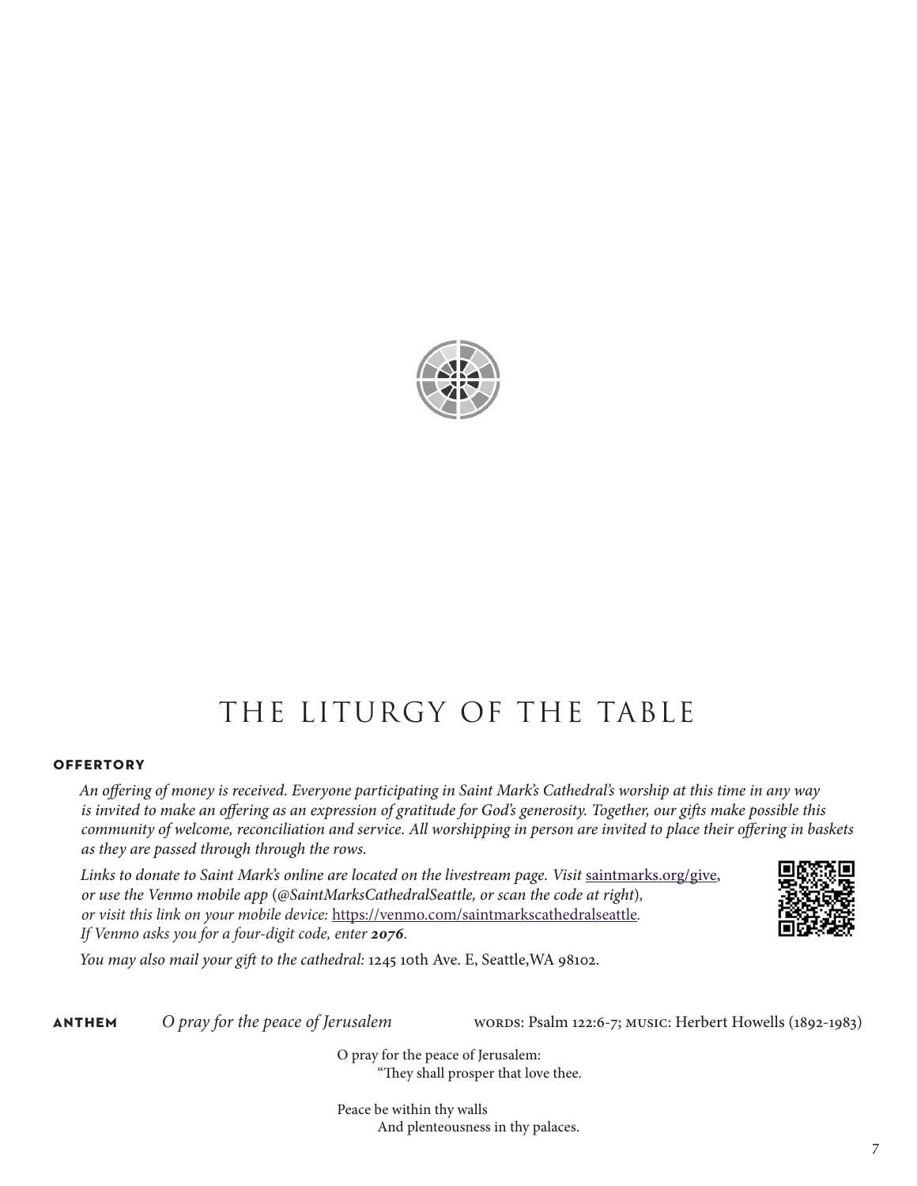# THE LITURGY OF THE TABLE

**OFFERTORY**

*An offering of money is received. Everyone participating in Saint Mark's Cathedral's worship at this time in any way is invited to make an offering as an expression of gratitude for God's generosity. Together, our gifts make possible this community of welcome, reconciliation and service. All worshipping in person are invited to place their offering in baskets as they are passed through through the rows.*

*Links to donate to Saint Mark's online are located on the livestream page. Visit* saintmarks.org/give, *or use the Venmo mobile app (@SaintMarksCathedralSeattle, or scan the code at right), or visit this link on your mobile device:* https://venmo.com/saintmarkscathedralseattle. *If Venmo asks you for a four-digit code, enter **2076**.*

*You may also mail your gift to the cathedral:* 1245 10th Ave. E, Seattle,WA 98102.

**ANTHEM** *O pray for the peace of Jerusalem* WORDS: Psalm 122:6-7; MUSIC: Herbert Howells (1892-1983)

O pray for the peace of Jerusalem:
"They shall prosper that love thee.

Peace be within thy walls
And plenteousness in thy palaces.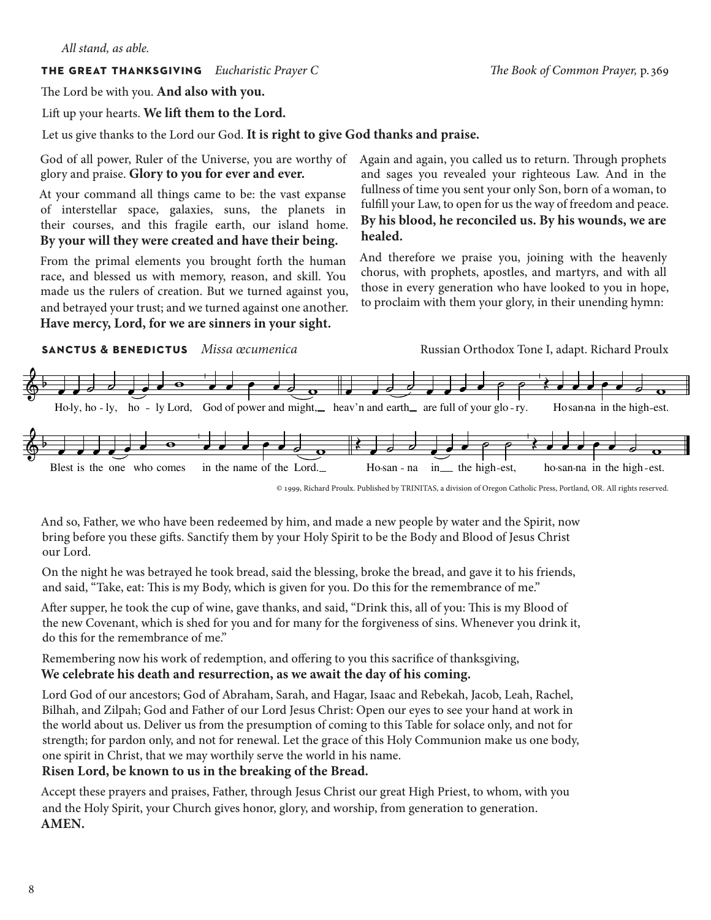*All stand, as able.*

**THE GREAT THANKSGIVING** *Eucharistic Prayer C* *The Book of Common Prayer,* p. 369

The Lord be with you. **And also with you.**

Lift up your hearts. **We lift them to the Lord.**

Let us give thanks to the Lord our God. **It is right to give God thanks and praise.**

God of all power, Ruler of the Universe, you are worthy of glory and praise. **Glory to you for ever and ever.**

At your command all things came to be: the vast expanse of interstellar space, galaxies, suns, the planets in their courses, and this fragile earth, our island home. **By your will they were created and have their being.**

From the primal elements you brought forth the human race, and blessed us with memory, reason, and skill. You made us the rulers of creation. But we turned against you, and betrayed your trust; and we turned against one another. **Have mercy, Lord, for we are sinners in your sight.**

Again and again, you called us to return. Through prophets and sages you revealed your righteous Law. And in the fullness of time you sent your only Son, born of a woman, to fulfill your Law, to open for us the way of freedom and peace. **By his blood, he reconciled us. By his wounds, we are healed.**

And therefore we praise you, joining with the heavenly chorus, with prophets, apostles, and martyrs, and with all those in every generation who have looked to you in hope, to proclaim with them your glory, in their unending hymn:

**SANCTUS & BENEDICTUS** *Missa œcumenica* Russian Orthodox Tone I, adapt. Richard Proulx

Ho-ly, ho - ly, ho - ly Lord, God of power and might, heav'n and earth are full of your glo - ry. Ho-san-na in the high-est.

Blest is the one who comes in the name of the Lord. Ho-san - na in the high-est, ho-san-na in the high-est.

© 1999, Richard Proulx. Published by TRINITAS, a division of Oregon Catholic Press, Portland, OR. All rights reserved.

And so, Father, we who have been redeemed by him, and made a new people by water and the Spirit, now bring before you these gifts. Sanctify them by your Holy Spirit to be the Body and Blood of Jesus Christ our Lord.

On the night he was betrayed he took bread, said the blessing, broke the bread, and gave it to his friends, and said, "Take, eat: This is my Body, which is given for you. Do this for the remembrance of me."

After supper, he took the cup of wine, gave thanks, and said, "Drink this, all of you: This is my Blood of the new Covenant, which is shed for you and for many for the forgiveness of sins. Whenever you drink it, do this for the remembrance of me."

Remembering now his work of redemption, and offering to you this sacrifice of thanksgiving,
**We celebrate his death and resurrection, as we await the day of his coming.**

Lord God of our ancestors; God of Abraham, Sarah, and Hagar, Isaac and Rebekah, Jacob, Leah, Rachel, Bilhah, and Zilpah; God and Father of our Lord Jesus Christ: Open our eyes to see your hand at work in the world about us. Deliver us from the presumption of coming to this Table for solace only, and not for strength; for pardon only, and not for renewal. Let the grace of this Holy Communion make us one body, one spirit in Christ, that we may worthily serve the world in his name.
**Risen Lord, be known to us in the breaking of the Bread.**

Accept these prayers and praises, Father, through Jesus Christ our great High Priest, to whom, with you and the Holy Spirit, your Church gives honor, glory, and worship, from generation to generation.
**AMEN.**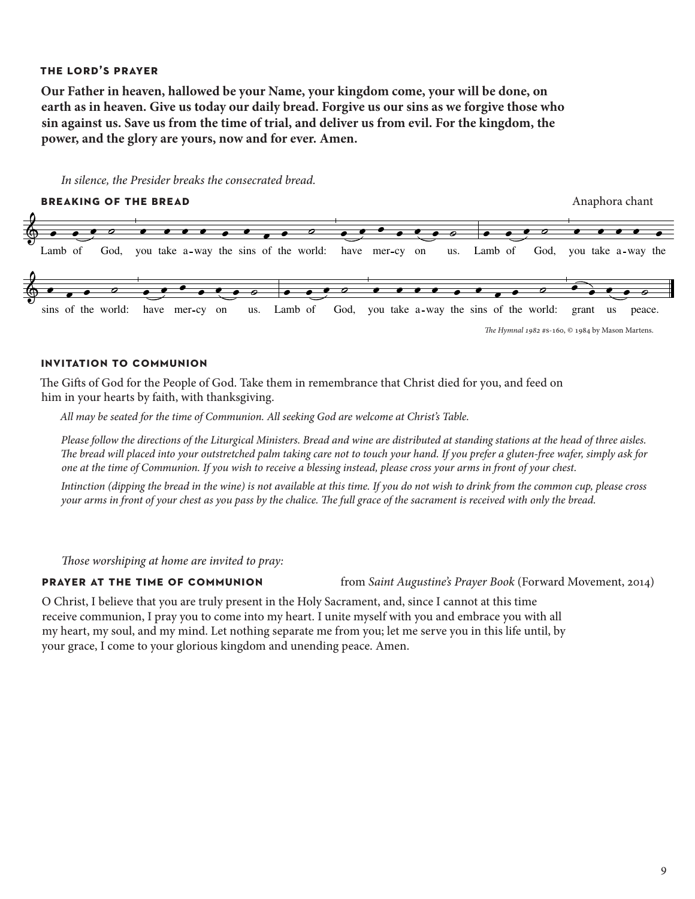### THE LORD'S PRAYER

**Our Father in heaven, hallowed be your Name, your kingdom come, your will be done, on earth as in heaven. Give us today our daily bread. Forgive us our sins as we forgive those who sin against us. Save us from the time of trial, and deliver us from evil. For the kingdom, the power, and the glory are yours, now and for ever. Amen.**

*In silence, the Presider breaks the consecrated bread.*

### BREAKING OF THE BREAD

Anaphora chant

Lamb of God, you take a-way the sins of the world: have mer-cy on us. Lamb of God, you take a-way the sins of the world: have mer-cy on us. Lamb of God, you take a-way the sins of the world: grant us peace.

*The Hymnal 1982* #s-160, © 1984 by Mason Martens.

### INVITATION TO COMMUNION

The Gifts of God for the People of God. Take them in remembrance that Christ died for you, and feed on him in your hearts by faith, with thanksgiving.

*All may be seated for the time of Communion. All seeking God are welcome at Christ's Table.*

*Please follow the directions of the Liturgical Ministers. Bread and wine are distributed at standing stations at the head of three aisles. The bread will placed into your outstretched palm taking care not to touch your hand. If you prefer a gluten-free wafer, simply ask for one at the time of Communion. If you wish to receive a blessing instead, please cross your arms in front of your chest.*

*Intinction (dipping the bread in the wine) is not available at this time. If you do not wish to drink from the common cup, please cross your arms in front of your chest as you pass by the chalice. The full grace of the sacrament is received with only the bread.*

*Those worshiping at home are invited to pray:*

### PRAYER AT THE TIME OF COMMUNION

from *Saint Augustine's Prayer Book* (Forward Movement, 2014)

O Christ, I believe that you are truly present in the Holy Sacrament, and, since I cannot at this time receive communion, I pray you to come into my heart. I unite myself with you and embrace you with all my heart, my soul, and my mind. Let nothing separate me from you; let me serve you in this life until, by your grace, I come to your glorious kingdom and unending peace. Amen.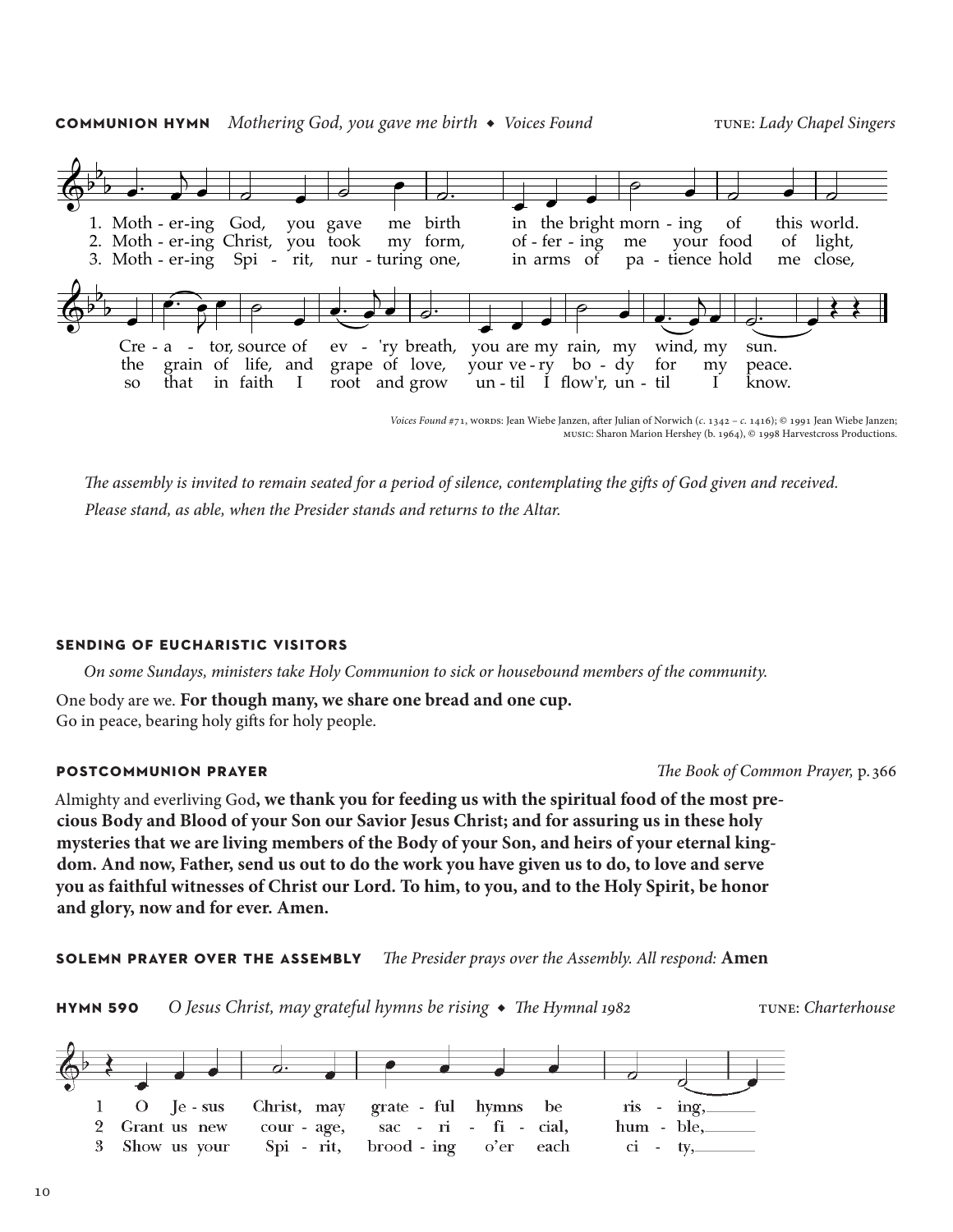**COMMUNION HYMN** *Mothering God, you gave me birth ◆ Voices Found* TUNE: *Lady Chapel Singers*

1. Moth - er-ing God, you gave me birth in the bright morn - ing of this world.
2. Moth - er-ing Christ, you took my form, of - fer - ing me your food of light,
3. Moth - er-ing Spi - rit, nur - turing one, in arms of pa - tience hold me close,

Cre - a - tor, source of ev - 'ry breath, you are my rain, my wind, my sun.
the grain of life, and grape of love, your ve - ry bo - dy for my peace.
so that in faith I root and grow un - til I flow'r, un - til I know.

*Voices Found* #71, WORDS: Jean Wiebe Janzen, after Julian of Norwich (*c.* 1342 – *c.* 1416); © 1991 Jean Wiebe Janzen; MUSIC: Sharon Marion Hershey (b. 1964), © 1998 Harvestcross Productions.

*The assembly is invited to remain seated for a period of silence, contemplating the gifts of God given and received. Please stand, as able, when the Presider stands and returns to the Altar.*

**SENDING OF EUCHARISTIC VISITORS**

*On some Sundays, ministers take Holy Communion to sick or housebound members of the community.*

One body are we. **For though many, we share one bread and one cup.**
Go in peace, bearing holy gifts for holy people.

**POSTCOMMUNION PRAYER** *The Book of Common Prayer,* p. 366

Almighty and everliving God**, we thank you for feeding us with the spiritual food of the most precious Body and Blood of your Son our Savior Jesus Christ; and for assuring us in these holy mysteries that we are living members of the Body of your Son, and heirs of your eternal kingdom. And now, Father, send us out to do the work you have given us to do, to love and serve you as faithful witnesses of Christ our Lord. To him, to you, and to the Holy Spirit, be honor and glory, now and for ever. Amen.**

**SOLEMN PRAYER OVER THE ASSEMBLY** *The Presider prays over the Assembly. All respond:* **Amen**

**HYMN 590** *O Jesus Christ, may grateful hymns be rising ◆ The Hymnal 1982* TUNE: *Charterhouse*

1 O Je - sus Christ, may grate - ful hymns be ris - ing,
2 Grant us new cour - age, sac - ri - fi - cial, hum - ble,
3 Show us your Spi - rit, brood - ing o'er each ci - ty,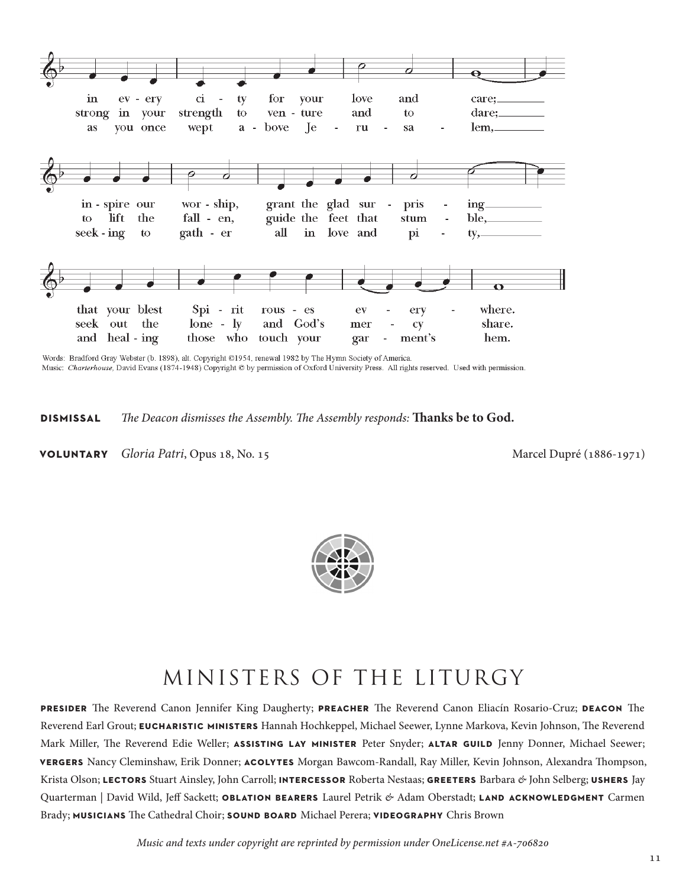in ev - ery ci - ty for your love and care;
strong in your strength to ven - ture and to dare;
as you once wept a - bove Je - ru - sa - lem,

in - spire our wor - ship, grant the glad sur - pris - ing
to lift the fall - en, guide the feet that stum - ble,
seek - ing to gath - er all in love and pi - ty,

that your blest Spi - rit rous - es ev - ery - where.
seek out the lone - ly and God's mer - cy share.
and heal - ing those who touch your gar - ment's hem.

Words: Bradford Gray Webster (b. 1898), alt. Copyright ©1954, renewal 1982 by The Hymn Society of America.
Music: *Charterhouse,* David Evans (1874-1948) Copyright © by permission of Oxford University Press. All rights reserved. Used with permission.

**DISMISSAL** *The Deacon dismisses the Assembly. The Assembly responds:* **Thanks be to God.**

**VOLUNTARY** *Gloria Patri*, Opus 18, No. 15 — Marcel Dupré (1886-1971)

## MINISTERS OF THE LITURGY

**PRESIDER** The Reverend Canon Jennifer King Daugherty; **PREACHER** The Reverend Canon Eliacín Rosario-Cruz; **DEACON** The Reverend Earl Grout; **EUCHARISTIC MINISTERS** Hannah Hochkeppel, Michael Seewer, Lynne Markova, Kevin Johnson, The Reverend Mark Miller, The Reverend Edie Weller; **ASSISTING LAY MINISTER** Peter Snyder; **ALTAR GUILD** Jenny Donner, Michael Seewer; **VERGERS** Nancy Cleminshaw, Erik Donner; **ACOLYTES** Morgan Bawcom-Randall, Ray Miller, Kevin Johnson, Alexandra Thompson, Krista Olson; **LECTORS** Stuart Ainsley, John Carroll; **INTERCESSOR** Roberta Nestaas; **GREETERS** Barbara & John Selberg; **USHERS** Jay Quarterman | David Wild, Jeff Sackett; **OBLATION BEARERS** Laurel Petrik & Adam Oberstadt; **LAND ACKNOWLEDGMENT** Carmen Brady; **MUSICIANS** The Cathedral Choir; **SOUND BOARD** Michael Perera; **VIDEOGRAPHY** Chris Brown

*Music and texts under copyright are reprinted by permission under OneLicense.net #A-706820*